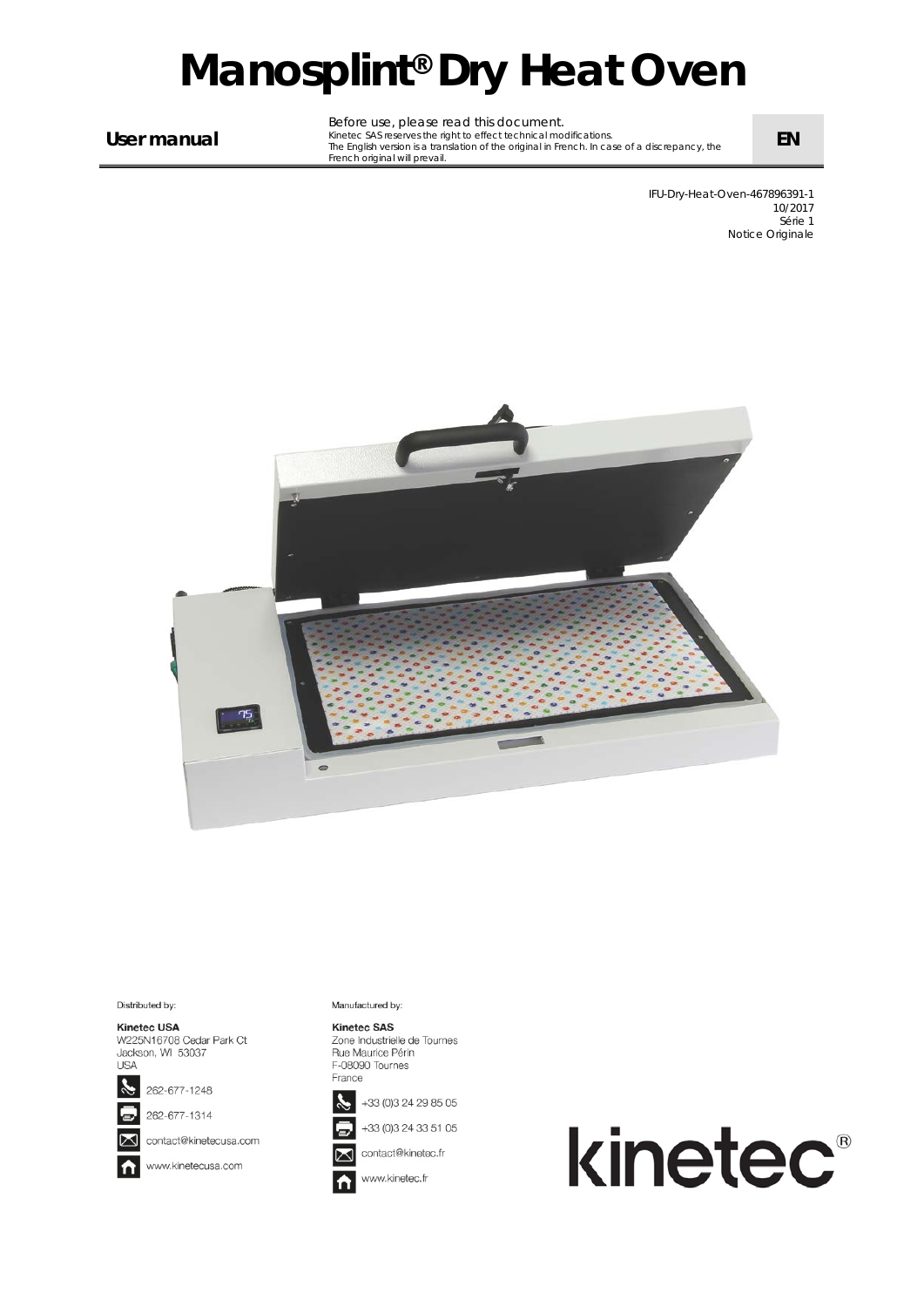# Manosplint® Dry Heat Oven

**User manual**

Before use, please read this document.
Kinetec SAS reserves the right to effect technical modifications.
The English version is a translation of the original in French. In case of a discrepancy, the French original will prevail.

**EN**

IFU-Dry-Heat-Oven-467896391-1
10/2017
Série 1
Notice Originale

Distributed by:

**Kinetec USA**
W225N16708 Cedar Park Ct
Jackson, WI 53037
USA

262-677-1248

262-677-1314

contact@kinetecusa.com

www.kinetecusa.com

Manufactured by:

**Kinetec SAS**
Zone Industrielle de Tournes
Rue Maurice Périn
F-08090 Tournes
France

+33 (0)3 24 29 85 05

+33 (0)3 24 33 51 05

contact@kinetec.fr

www.kinetec.fr

kinetec®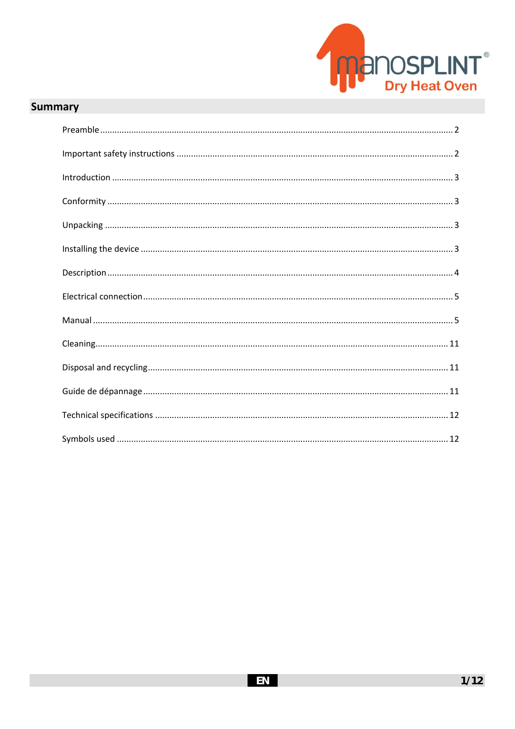manoSPLINT®
Dry Heat Oven

## Summary

| Section | Page |
|---|---|
| Preamble | 2 |
| Important safety instructions | 2 |
| Introduction | 3 |
| Conformity | 3 |
| Unpacking | 3 |
| Installing the device | 3 |
| Description | 4 |
| Electrical connection | 5 |
| Manual | 5 |
| Cleaning | 11 |
| Disposal and recycling | 11 |
| Guide de dépannage | 11 |
| Technical specifications | 12 |
| Symbols used | 12 |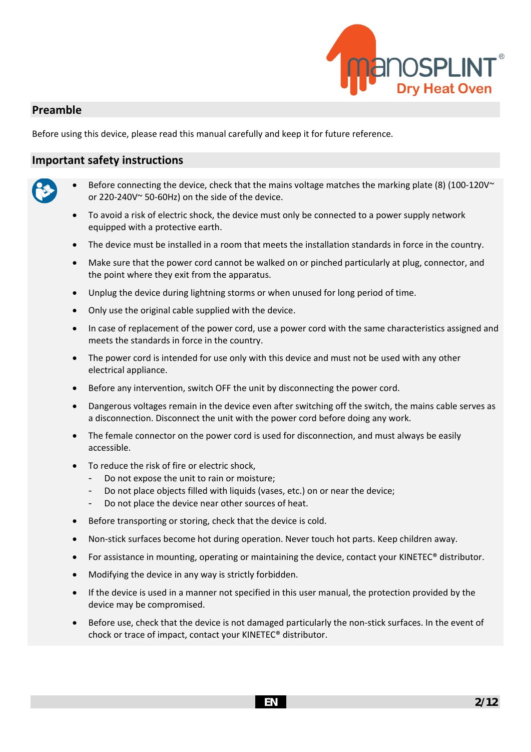## Preamble

Before using this device, please read this manual carefully and keep it for future reference.

## Important safety instructions

- Before connecting the device, check that the mains voltage matches the marking plate (8) (100-120V~ or 220-240V~ 50-60Hz) on the side of the device.
- To avoid a risk of electric shock, the device must only be connected to a power supply network equipped with a protective earth.
- The device must be installed in a room that meets the installation standards in force in the country.
- Make sure that the power cord cannot be walked on or pinched particularly at plug, connector, and the point where they exit from the apparatus.
- Unplug the device during lightning storms or when unused for long period of time.
- Only use the original cable supplied with the device.
- In case of replacement of the power cord, use a power cord with the same characteristics assigned and meets the standards in force in the country.
- The power cord is intended for use only with this device and must not be used with any other electrical appliance.
- Before any intervention, switch OFF the unit by disconnecting the power cord.
- Dangerous voltages remain in the device even after switching off the switch, the mains cable serves as a disconnection. Disconnect the unit with the power cord before doing any work.
- The female connector on the power cord is used for disconnection, and must always be easily accessible.
- To reduce the risk of fire or electric shock,
  - Do not expose the unit to rain or moisture;
  - Do not place objects filled with liquids (vases, etc.) on or near the device;
  - Do not place the device near other sources of heat.
- Before transporting or storing, check that the device is cold.
- Non-stick surfaces become hot during operation. Never touch hot parts. Keep children away.
- For assistance in mounting, operating or maintaining the device, contact your KINETEC® distributor.
- Modifying the device in any way is strictly forbidden.
- If the device is used in a manner not specified in this user manual, the protection provided by the device may be compromised.
- Before use, check that the device is not damaged particularly the non-stick surfaces. In the event of chock or trace of impact, contact your KINETEC® distributor.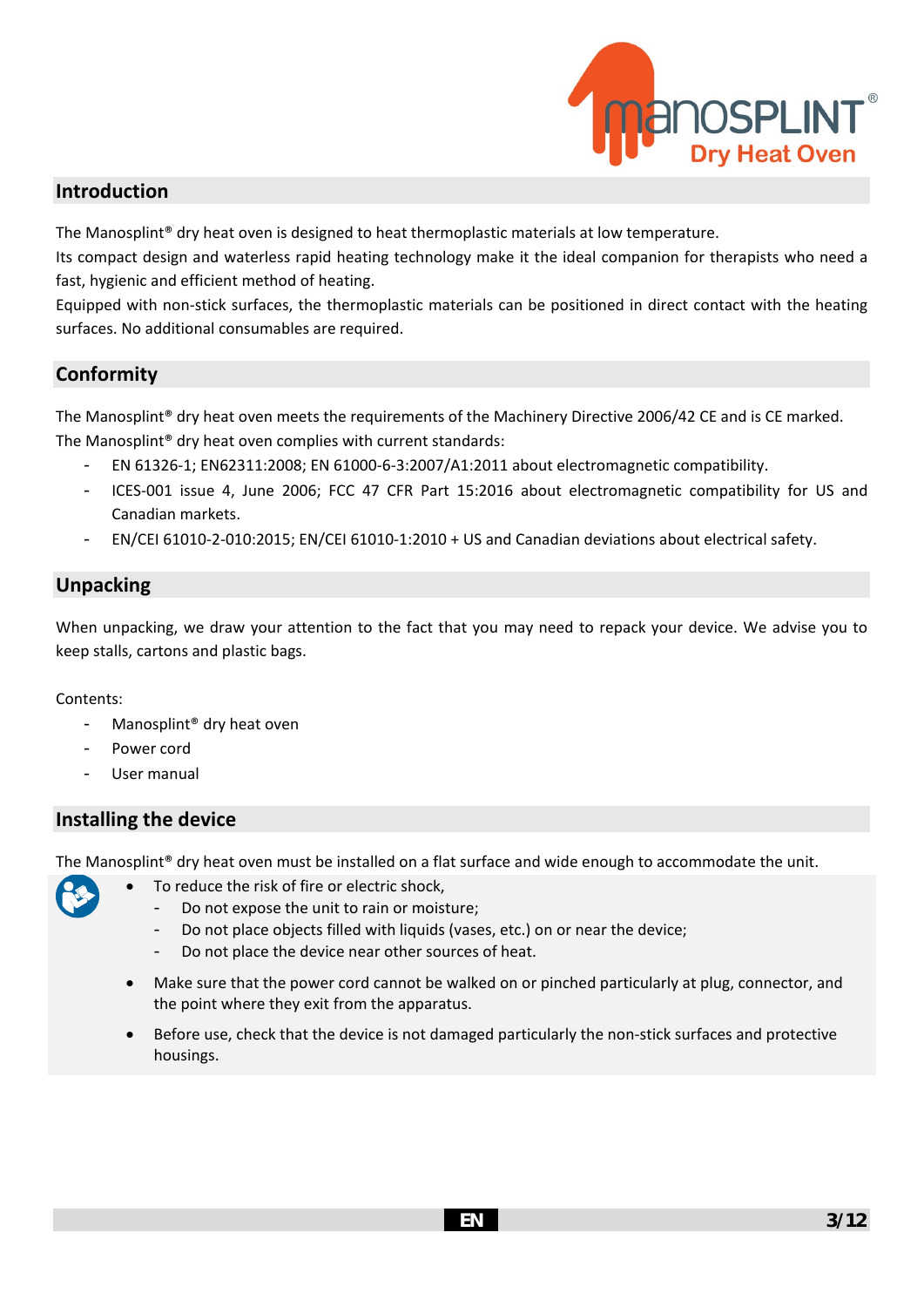## Introduction

The Manosplint® dry heat oven is designed to heat thermoplastic materials at low temperature.

Its compact design and waterless rapid heating technology make it the ideal companion for therapists who need a fast, hygienic and efficient method of heating.

Equipped with non-stick surfaces, the thermoplastic materials can be positioned in direct contact with the heating surfaces. No additional consumables are required.

## Conformity

The Manosplint® dry heat oven meets the requirements of the Machinery Directive 2006/42 CE and is CE marked.

The Manosplint® dry heat oven complies with current standards:

- EN 61326-1; EN62311:2008; EN 61000-6-3:2007/A1:2011 about electromagnetic compatibility.
- ICES-001 issue 4, June 2006; FCC 47 CFR Part 15:2016 about electromagnetic compatibility for US and Canadian markets.
- EN/CEI 61010-2-010:2015; EN/CEI 61010-1:2010 + US and Canadian deviations about electrical safety.

## Unpacking

When unpacking, we draw your attention to the fact that you may need to repack your device. We advise you to keep stalls, cartons and plastic bags.

Contents:

- Manosplint® dry heat oven
- Power cord
- User manual

## Installing the device

The Manosplint® dry heat oven must be installed on a flat surface and wide enough to accommodate the unit.

- To reduce the risk of fire or electric shock,
  - Do not expose the unit to rain or moisture;
  - Do not place objects filled with liquids (vases, etc.) on or near the device;
  - Do not place the device near other sources of heat.
- Make sure that the power cord cannot be walked on or pinched particularly at plug, connector, and the point where they exit from the apparatus.
- Before use, check that the device is not damaged particularly the non-stick surfaces and protective housings.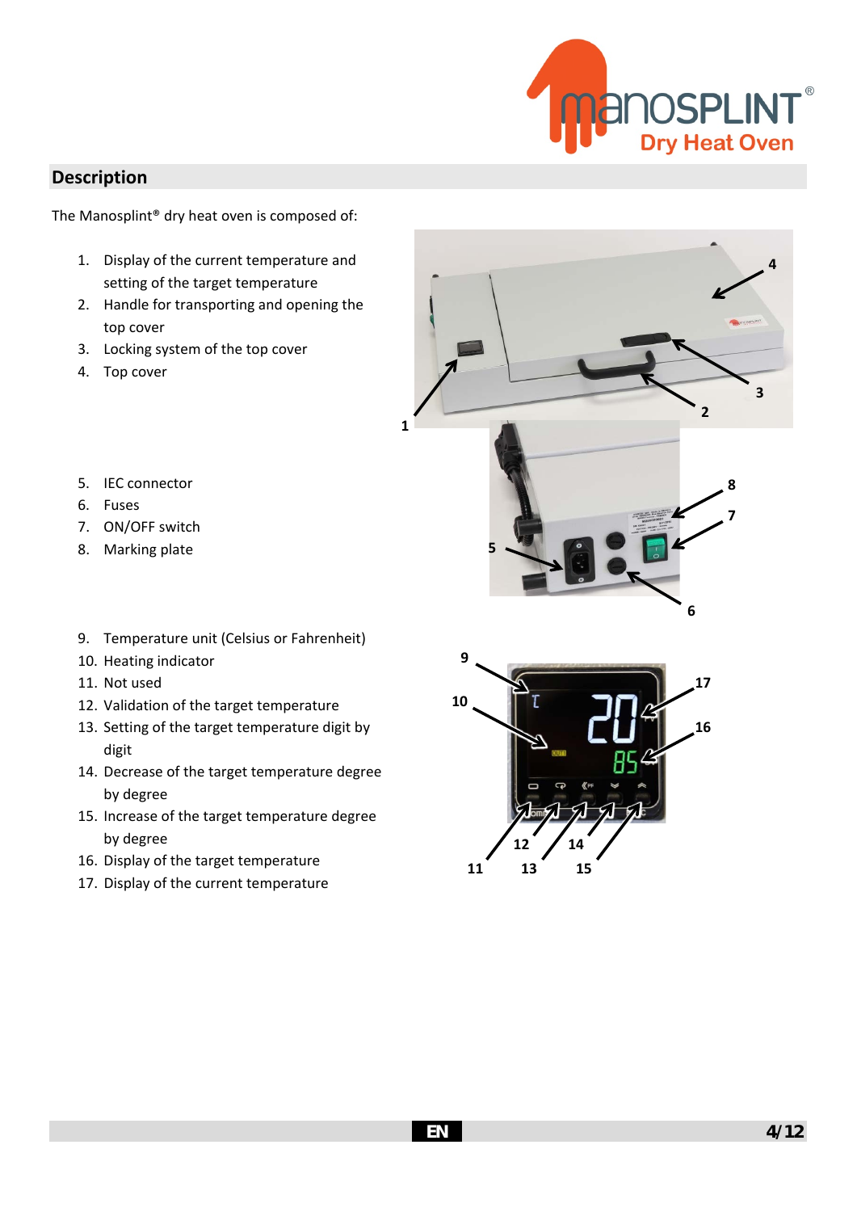## Description

The Manosplint® dry heat oven is composed of:

1. Display of the current temperature and setting of the target temperature
2. Handle for transporting and opening the top cover
3. Locking system of the top cover
4. Top cover

5. IEC connector
6. Fuses
7. ON/OFF switch
8. Marking plate

9. Temperature unit (Celsius or Fahrenheit)
10. Heating indicator
11. Not used
12. Validation of the target temperature
13. Setting of the target temperature digit by digit
14. Decrease of the target temperature degree by degree
15. Increase of the target temperature degree by degree
16. Display of the target temperature
17. Display of the current temperature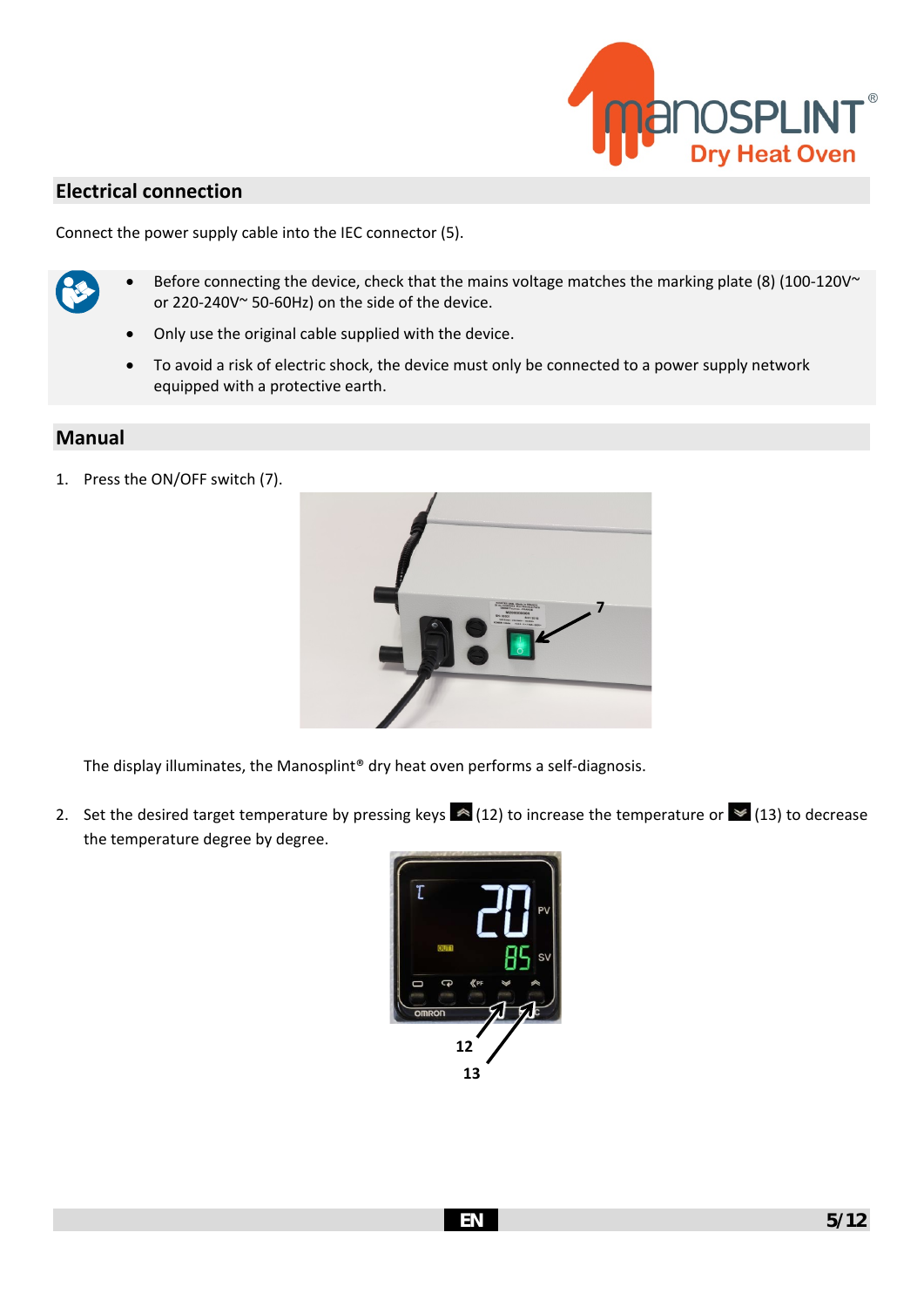## Electrical connection

Connect the power supply cable into the IEC connector (5).

- Before connecting the device, check that the mains voltage matches the marking plate (8) (100-120V~ or 220-240V~ 50-60Hz) on the side of the device.
- Only use the original cable supplied with the device.
- To avoid a risk of electric shock, the device must only be connected to a power supply network equipped with a protective earth.

## Manual

1. Press the ON/OFF switch (7).

   The display illuminates, the Manosplint® dry heat oven performs a self-diagnosis.

2. Set the desired target temperature by pressing keys (12) to increase the temperature or (13) to decrease the temperature degree by degree.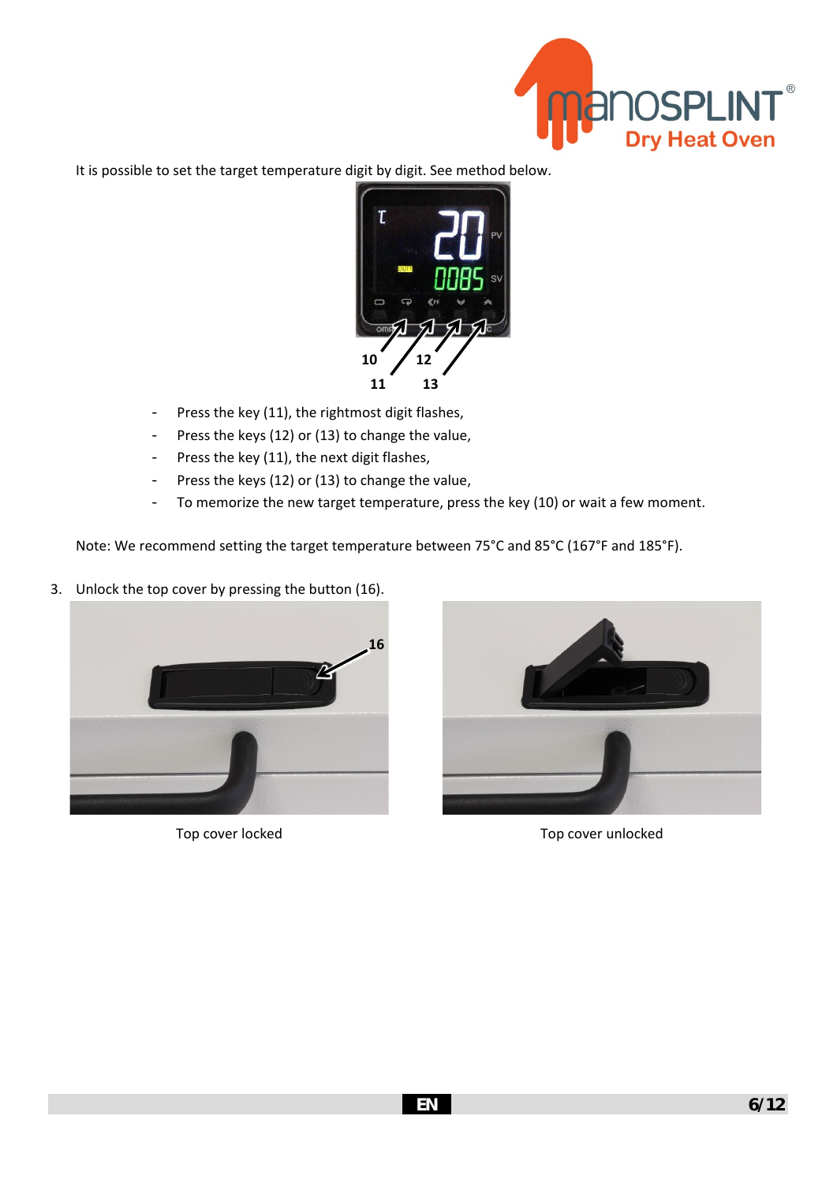It is possible to set the target temperature digit by digit. See method below.

- Press the key (11), the rightmost digit flashes,
- Press the keys (12) or (13) to change the value,
- Press the key (11), the next digit flashes,
- Press the keys (12) or (13) to change the value,
- To memorize the new target temperature, press the key (10) or wait a few moment.

Note: We recommend setting the target temperature between 75°C and 85°C (167°F and 185°F).

3. Unlock the top cover by pressing the button (16).

Top cover locked

Top cover unlocked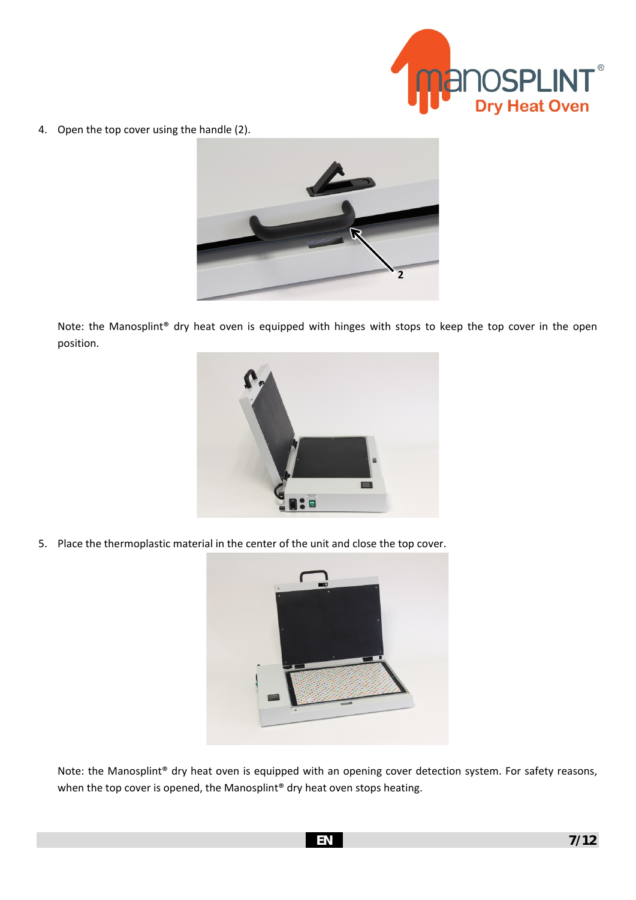4. Open the top cover using the handle (2).

   Note: the Manosplint® dry heat oven is equipped with hinges with stops to keep the top cover in the open position.

5. Place the thermoplastic material in the center of the unit and close the top cover.

   Note: the Manosplint® dry heat oven is equipped with an opening cover detection system. For safety reasons, when the top cover is opened, the Manosplint® dry heat oven stops heating.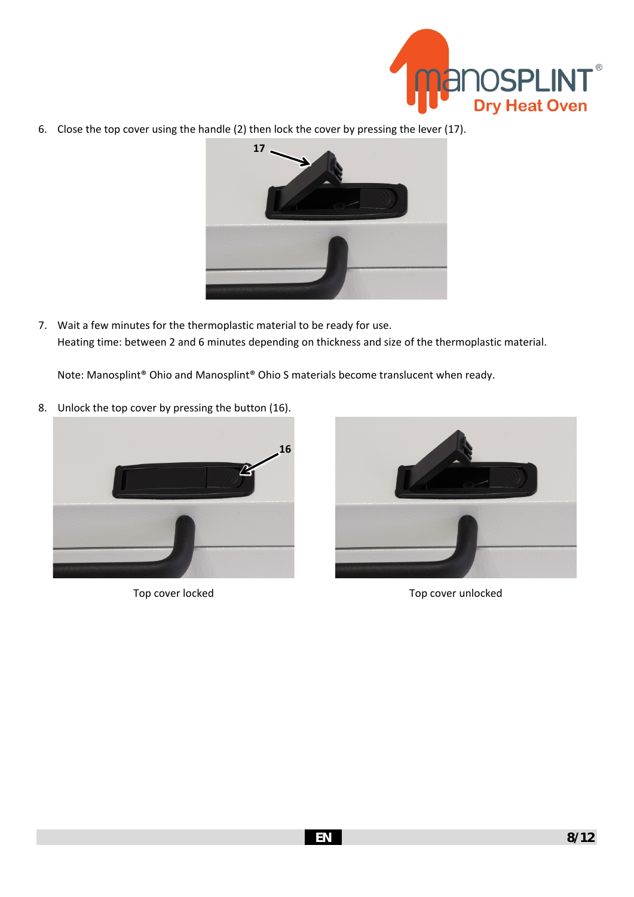6. Close the top cover using the handle (2) then lock the cover by pressing the lever (17).

7. Wait a few minutes for the thermoplastic material to be ready for use.
   Heating time: between 2 and 6 minutes depending on thickness and size of the thermoplastic material.

   Note: Manosplint® Ohio and Manosplint® Ohio S materials become translucent when ready.

8. Unlock the top cover by pressing the button (16).

Top cover locked

Top cover unlocked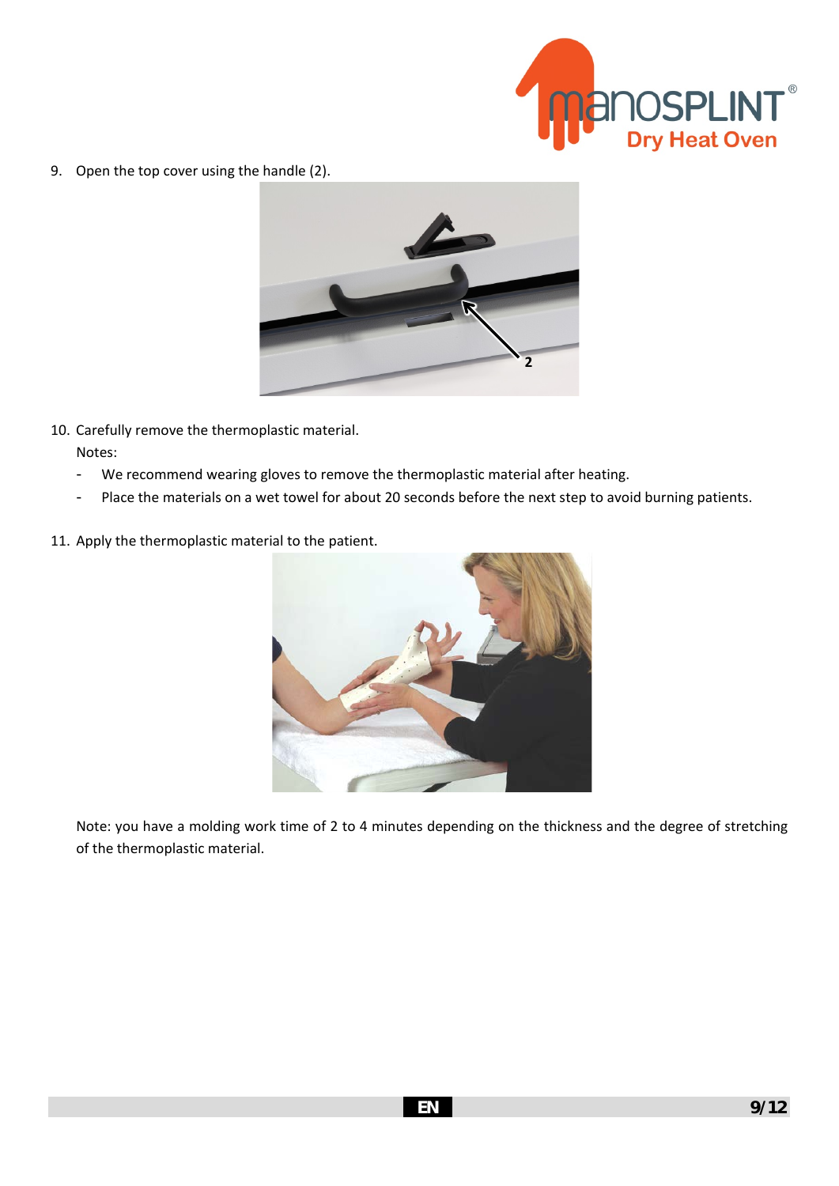9. Open the top cover using the handle (2).

10. Carefully remove the thermoplastic material.

    Notes:

    - We recommend wearing gloves to remove the thermoplastic material after heating.
    - Place the materials on a wet towel for about 20 seconds before the next step to avoid burning patients.

11. Apply the thermoplastic material to the patient.

    Note: you have a molding work time of 2 to 4 minutes depending on the thickness and the degree of stretching of the thermoplastic material.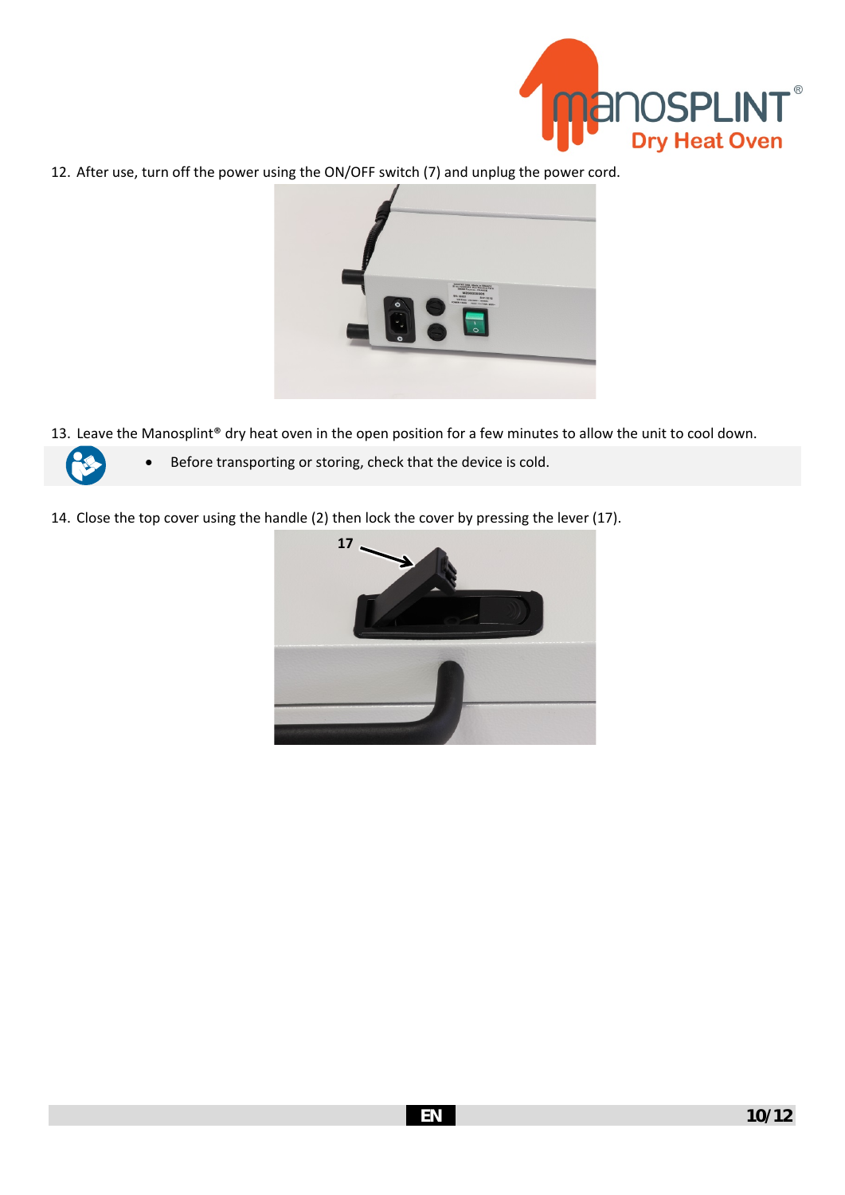12. After use, turn off the power using the ON/OFF switch (7) and unplug the power cord.

13. Leave the Manosplint® dry heat oven in the open position for a few minutes to allow the unit to cool down.

- Before transporting or storing, check that the device is cold.

14. Close the top cover using the handle (2) then lock the cover by pressing the lever (17).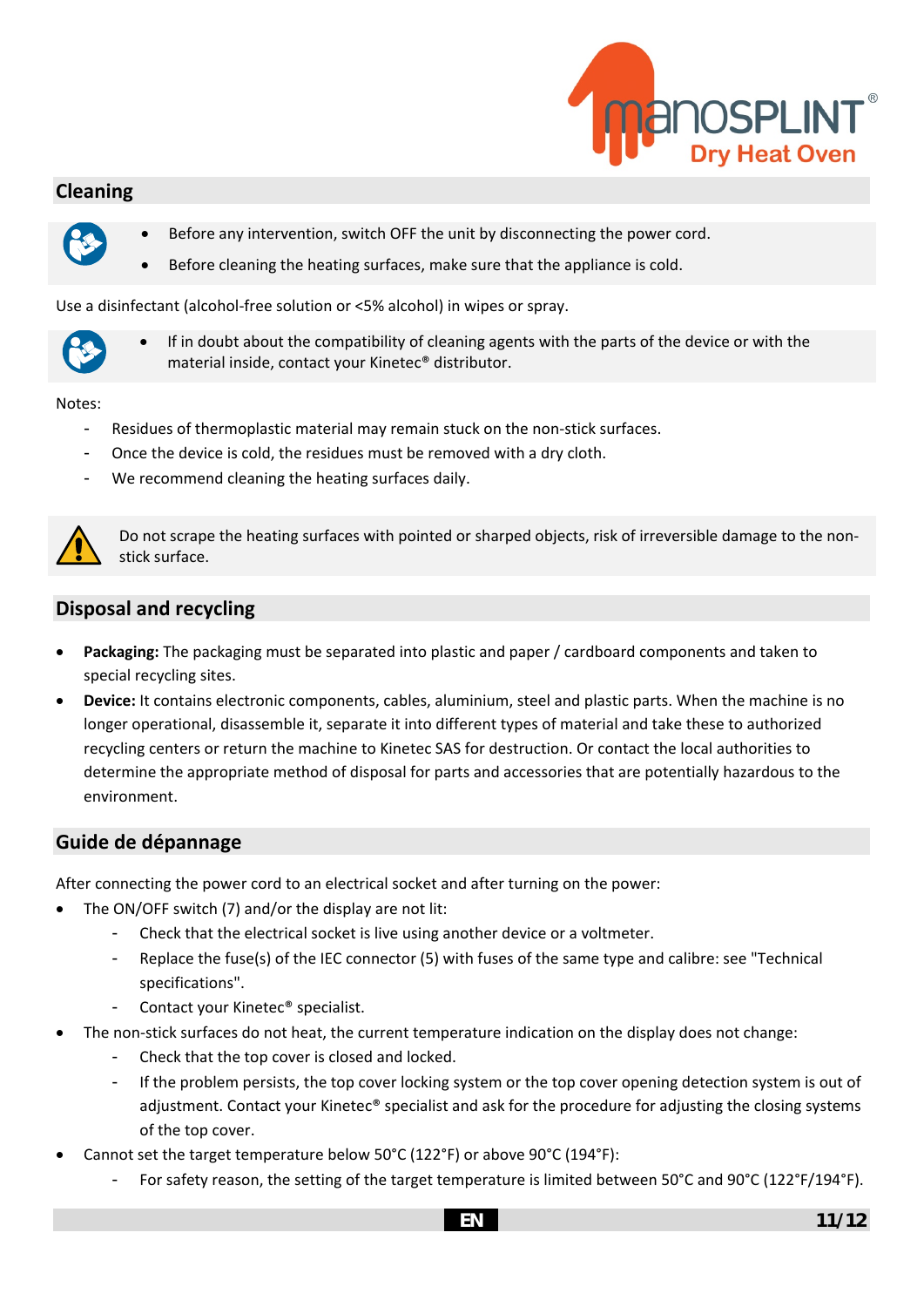## Cleaning

- Before any intervention, switch OFF the unit by disconnecting the power cord.
- Before cleaning the heating surfaces, make sure that the appliance is cold.

Use a disinfectant (alcohol-free solution or <5% alcohol) in wipes or spray.

- If in doubt about the compatibility of cleaning agents with the parts of the device or with the material inside, contact your Kinetec® distributor.

Notes:

- Residues of thermoplastic material may remain stuck on the non-stick surfaces.
- Once the device is cold, the residues must be removed with a dry cloth.
- We recommend cleaning the heating surfaces daily.

Do not scrape the heating surfaces with pointed or sharped objects, risk of irreversible damage to the non-stick surface.

## Disposal and recycling

- **Packaging:** The packaging must be separated into plastic and paper / cardboard components and taken to special recycling sites.
- **Device:** It contains electronic components, cables, aluminium, steel and plastic parts. When the machine is no longer operational, disassemble it, separate it into different types of material and take these to authorized recycling centers or return the machine to Kinetec SAS for destruction. Or contact the local authorities to determine the appropriate method of disposal for parts and accessories that are potentially hazardous to the environment.

## Guide de dépannage

After connecting the power cord to an electrical socket and after turning on the power:

- The ON/OFF switch (7) and/or the display are not lit:
    - Check that the electrical socket is live using another device or a voltmeter.
    - Replace the fuse(s) of the IEC connector (5) with fuses of the same type and calibre: see "Technical specifications".
    - Contact your Kinetec® specialist.
- The non-stick surfaces do not heat, the current temperature indication on the display does not change:
    - Check that the top cover is closed and locked.
    - If the problem persists, the top cover locking system or the top cover opening detection system is out of adjustment. Contact your Kinetec® specialist and ask for the procedure for adjusting the closing systems of the top cover.
- Cannot set the target temperature below 50°C (122°F) or above 90°C (194°F):
    - For safety reason, the setting of the target temperature is limited between 50°C and 90°C (122°F/194°F).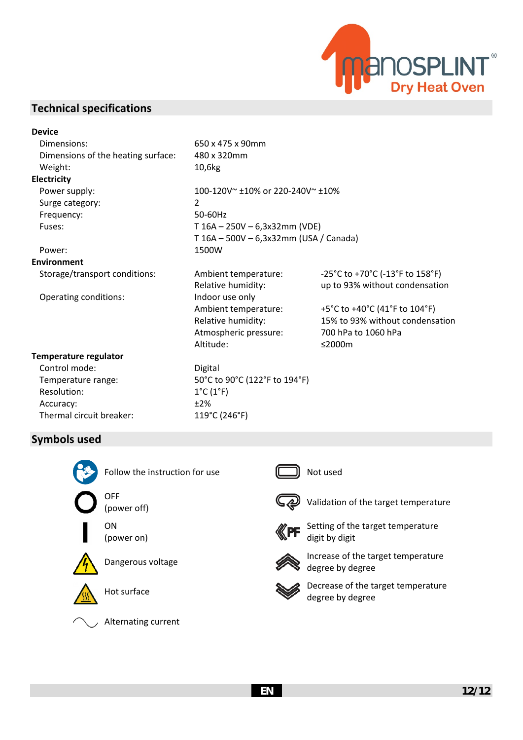## Technical specifications

| | | |
|---|---|---|
| **Device** | | |
| Dimensions: | 650 x 475 x 90mm | |
| Dimensions of the heating surface: | 480 x 320mm | |
| Weight: | 10,6kg | |
| **Electricity** | | |
| Power supply: | 100-120V~ ±10% or 220-240V~ ±10% | |
| Surge category: | 2 | |
| Frequency: | 50-60Hz | |
| Fuses: | T 16A – 250V – 6,3x32mm (VDE) | |
| | T 16A – 500V – 6,3x32mm (USA / Canada) | |
| Power: | 1500W | |
| **Environment** | | |
| Storage/transport conditions: | Ambient temperature: | -25°C to +70°C (-13°F to 158°F) |
| | Relative humidity: | up to 93% without condensation |
| Operating conditions: | Indoor use only | |
| | Ambient temperature: | +5°C to +40°C (41°F to 104°F) |
| | Relative humidity: | 15% to 93% without condensation |
| | Atmospheric pressure: | 700 hPa to 1060 hPa |
| | Altitude: | ≤2000m |
| **Temperature regulator** | | |
| Control mode: | Digital | |
| Temperature range: | 50°C to 90°C (122°F to 194°F) | |
| Resolution: | 1°C (1°F) | |
| Accuracy: | ±2% | |
| Thermal circuit breaker: | 119°C (246°F) | |

## Symbols used

- Follow the instruction for use
- OFF (power off)
- ON (power on)
- Dangerous voltage
- Hot surface
- Alternating current
- Not used
- Validation of the target temperature
- Setting of the target temperature digit by digit
- Increase of the target temperature degree by degree
- Decrease of the target temperature degree by degree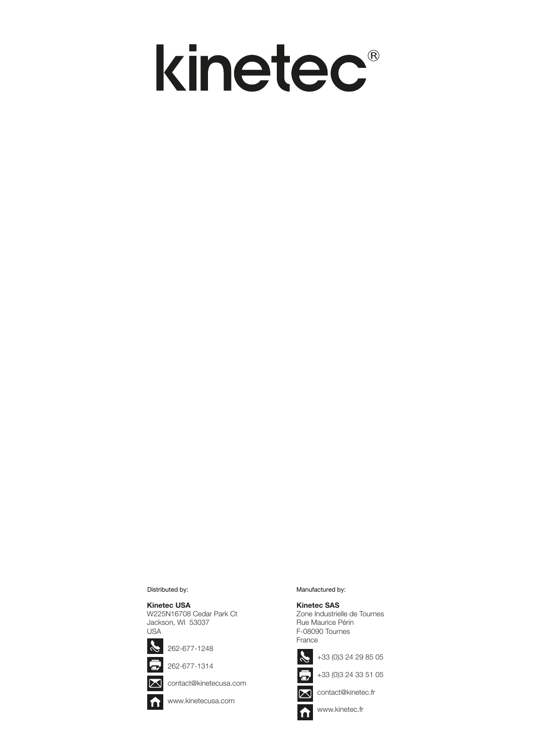# kinetec®

Distributed by:

**Kinetec USA**
W225N16708 Cedar Park Ct
Jackson, WI 53037
USA

262-677-1248

262-677-1314

contact@kinetecusa.com

www.kinetecusa.com

Manufactured by:

**Kinetec SAS**
Zone Industrielle de Tournes
Rue Maurice Périn
F-08090 Tournes
France

+33 (0)3 24 29 85 05

+33 (0)3 24 33 51 05

contact@kinetec.fr

www.kinetec.fr